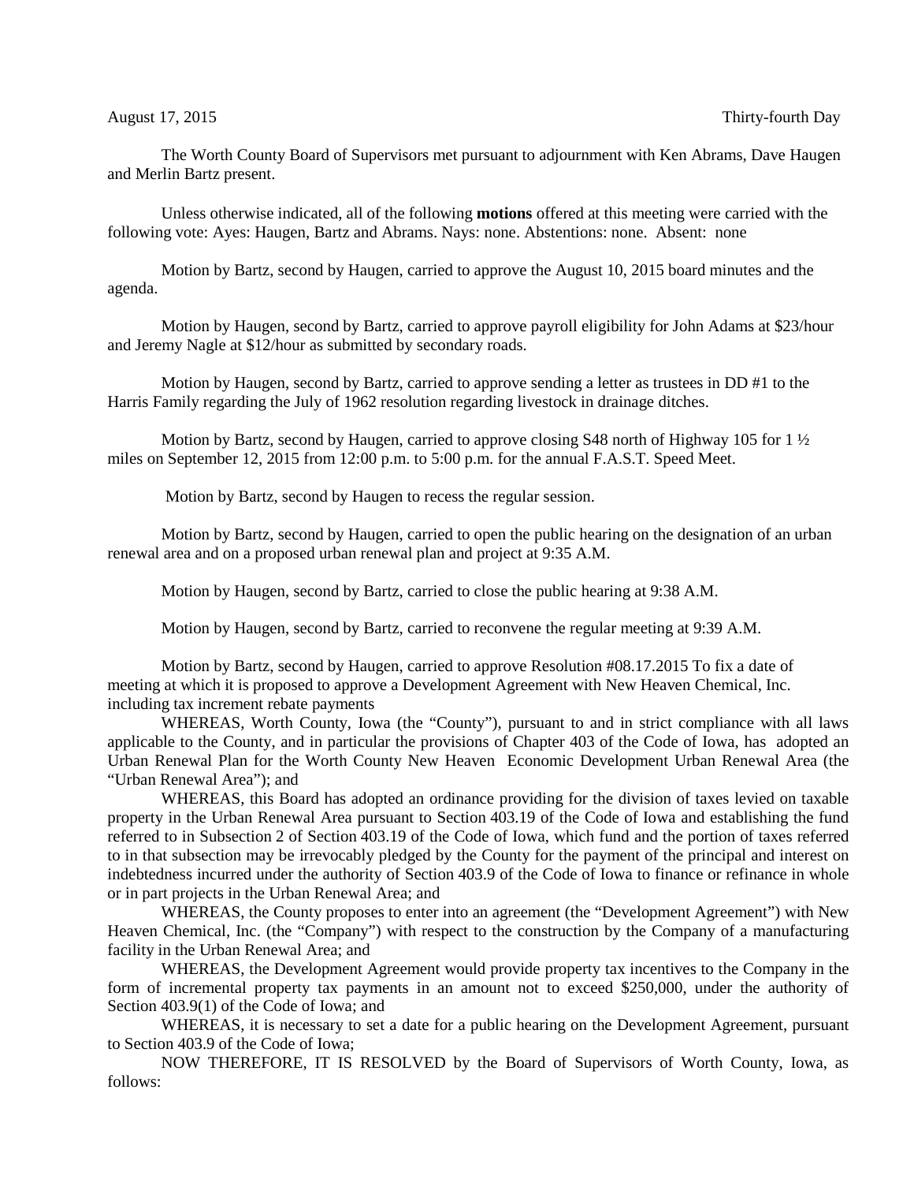August 17, 2015 Thirty-fourth Day

The Worth County Board of Supervisors met pursuant to adjournment with Ken Abrams, Dave Haugen and Merlin Bartz present.

Unless otherwise indicated, all of the following **motions** offered at this meeting were carried with the following vote: Ayes: Haugen, Bartz and Abrams. Nays: none. Abstentions: none. Absent: none

Motion by Bartz, second by Haugen, carried to approve the August 10, 2015 board minutes and the agenda.

Motion by Haugen, second by Bartz, carried to approve payroll eligibility for John Adams at $23/hour and Jeremy Nagle at $12/hour as submitted by secondary roads.

Motion by Haugen, second by Bartz, carried to approve sending a letter as trustees in DD #1 to the Harris Family regarding the July of 1962 resolution regarding livestock in drainage ditches.

Motion by Bartz, second by Haugen, carried to approve closing S48 north of Highway 105 for 1 ½ miles on September 12, 2015 from 12:00 p.m. to 5:00 p.m. for the annual F.A.S.T. Speed Meet.

Motion by Bartz, second by Haugen to recess the regular session.

Motion by Bartz, second by Haugen, carried to open the public hearing on the designation of an urban renewal area and on a proposed urban renewal plan and project at 9:35 A.M.

Motion by Haugen, second by Bartz, carried to close the public hearing at 9:38 A.M.

Motion by Haugen, second by Bartz, carried to reconvene the regular meeting at 9:39 A.M.

Motion by Bartz, second by Haugen, carried to approve Resolution #08.17.2015 To fix a date of meeting at which it is proposed to approve a Development Agreement with New Heaven Chemical, Inc. including tax increment rebate payments

WHEREAS, Worth County, Iowa (the "County"), pursuant to and in strict compliance with all laws applicable to the County, and in particular the provisions of Chapter 403 of the Code of Iowa, has adopted an Urban Renewal Plan for the Worth County New Heaven Economic Development Urban Renewal Area (the "Urban Renewal Area"); and

WHEREAS, this Board has adopted an ordinance providing for the division of taxes levied on taxable property in the Urban Renewal Area pursuant to Section 403.19 of the Code of Iowa and establishing the fund referred to in Subsection 2 of Section 403.19 of the Code of Iowa, which fund and the portion of taxes referred to in that subsection may be irrevocably pledged by the County for the payment of the principal and interest on indebtedness incurred under the authority of Section 403.9 of the Code of Iowa to finance or refinance in whole or in part projects in the Urban Renewal Area; and

WHEREAS, the County proposes to enter into an agreement (the "Development Agreement") with New Heaven Chemical, Inc. (the "Company") with respect to the construction by the Company of a manufacturing facility in the Urban Renewal Area; and

WHEREAS, the Development Agreement would provide property tax incentives to the Company in the form of incremental property tax payments in an amount not to exceed $250,000, under the authority of Section 403.9(1) of the Code of Iowa; and

WHEREAS, it is necessary to set a date for a public hearing on the Development Agreement, pursuant to Section 403.9 of the Code of Iowa;

NOW THEREFORE, IT IS RESOLVED by the Board of Supervisors of Worth County, Iowa, as follows: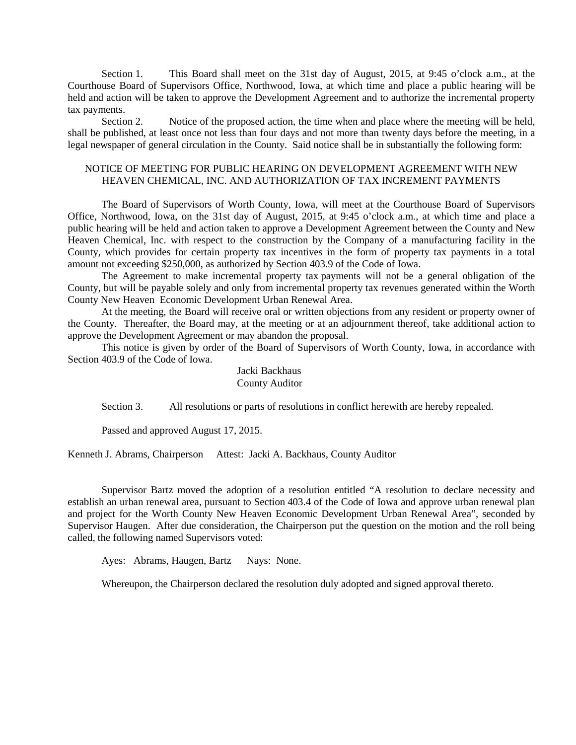Section 1. This Board shall meet on the 31st day of August, 2015, at 9:45 o'clock a.m., at the Courthouse Board of Supervisors Office, Northwood, Iowa, at which time and place a public hearing will be held and action will be taken to approve the Development Agreement and to authorize the incremental property tax payments.

Section 2. Notice of the proposed action, the time when and place where the meeting will be held, shall be published, at least once not less than four days and not more than twenty days before the meeting, in a legal newspaper of general circulation in the County. Said notice shall be in substantially the following form:

NOTICE OF MEETING FOR PUBLIC HEARING ON DEVELOPMENT AGREEMENT WITH NEW HEAVEN CHEMICAL, INC. AND AUTHORIZATION OF TAX INCREMENT PAYMENTS

The Board of Supervisors of Worth County, Iowa, will meet at the Courthouse Board of Supervisors Office, Northwood, Iowa, on the 31st day of August, 2015, at 9:45 o'clock a.m., at which time and place a public hearing will be held and action taken to approve a Development Agreement between the County and New Heaven Chemical, Inc. with respect to the construction by the Company of a manufacturing facility in the County, which provides for certain property tax incentives in the form of property tax payments in a total amount not exceeding $250,000, as authorized by Section 403.9 of the Code of Iowa.

The Agreement to make incremental property tax payments will not be a general obligation of the County, but will be payable solely and only from incremental property tax revenues generated within the Worth County New Heaven Economic Development Urban Renewal Area.

At the meeting, the Board will receive oral or written objections from any resident or property owner of the County. Thereafter, the Board may, at the meeting or at an adjournment thereof, take additional action to approve the Development Agreement or may abandon the proposal.

This notice is given by order of the Board of Supervisors of Worth County, Iowa, in accordance with Section 403.9 of the Code of Iowa.

Jacki Backhaus
County Auditor

Section 3. All resolutions or parts of resolutions in conflict herewith are hereby repealed.

Passed and approved August 17, 2015.

Kenneth J. Abrams, Chairperson Attest: Jacki A. Backhaus, County Auditor

Supervisor Bartz moved the adoption of a resolution entitled "A resolution to declare necessity and establish an urban renewal area, pursuant to Section 403.4 of the Code of Iowa and approve urban renewal plan and project for the Worth County New Heaven Economic Development Urban Renewal Area", seconded by Supervisor Haugen. After due consideration, the Chairperson put the question on the motion and the roll being called, the following named Supervisors voted:

Ayes: Abrams, Haugen, Bartz Nays: None.

Whereupon, the Chairperson declared the resolution duly adopted and signed approval thereto.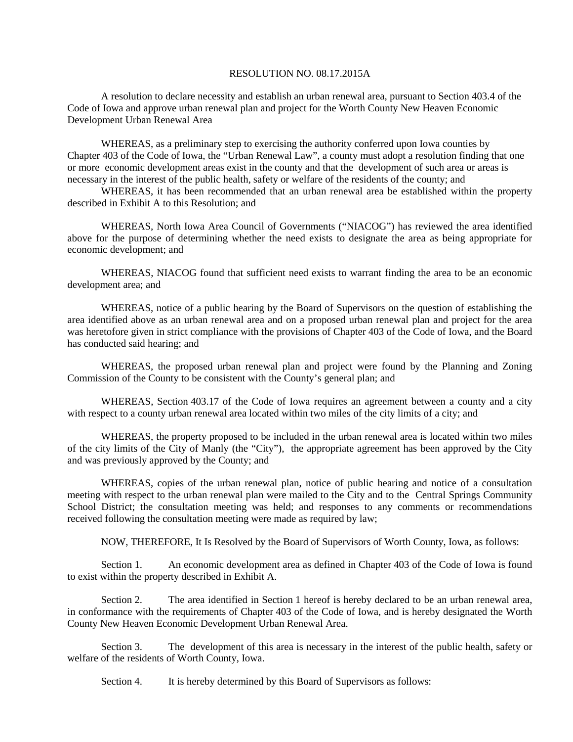RESOLUTION NO. 08.17.2015A

A resolution to declare necessity and establish an urban renewal area, pursuant to Section 403.4 of the Code of Iowa and approve urban renewal plan and project for the Worth County New Heaven Economic Development Urban Renewal Area

WHEREAS, as a preliminary step to exercising the authority conferred upon Iowa counties by Chapter 403 of the Code of Iowa, the "Urban Renewal Law", a county must adopt a resolution finding that one or more economic development areas exist in the county and that the development of such area or areas is necessary in the interest of the public health, safety or welfare of the residents of the county; and

WHEREAS, it has been recommended that an urban renewal area be established within the property described in Exhibit A to this Resolution; and

WHEREAS, North Iowa Area Council of Governments ("NIACOG") has reviewed the area identified above for the purpose of determining whether the need exists to designate the area as being appropriate for economic development; and

WHEREAS, NIACOG found that sufficient need exists to warrant finding the area to be an economic development area; and

WHEREAS, notice of a public hearing by the Board of Supervisors on the question of establishing the area identified above as an urban renewal area and on a proposed urban renewal plan and project for the area was heretofore given in strict compliance with the provisions of Chapter 403 of the Code of Iowa, and the Board has conducted said hearing; and

WHEREAS, the proposed urban renewal plan and project were found by the Planning and Zoning Commission of the County to be consistent with the County's general plan; and

WHEREAS, Section 403.17 of the Code of Iowa requires an agreement between a county and a city with respect to a county urban renewal area located within two miles of the city limits of a city; and

WHEREAS, the property proposed to be included in the urban renewal area is located within two miles of the city limits of the City of Manly (the "City"), the appropriate agreement has been approved by the City and was previously approved by the County; and

WHEREAS, copies of the urban renewal plan, notice of public hearing and notice of a consultation meeting with respect to the urban renewal plan were mailed to the City and to the Central Springs Community School District; the consultation meeting was held; and responses to any comments or recommendations received following the consultation meeting were made as required by law;

NOW, THEREFORE, It Is Resolved by the Board of Supervisors of Worth County, Iowa, as follows:

Section 1. An economic development area as defined in Chapter 403 of the Code of Iowa is found to exist within the property described in Exhibit A.

Section 2. The area identified in Section 1 hereof is hereby declared to be an urban renewal area, in conformance with the requirements of Chapter 403 of the Code of Iowa, and is hereby designated the Worth County New Heaven Economic Development Urban Renewal Area.

Section 3. The development of this area is necessary in the interest of the public health, safety or welfare of the residents of Worth County, Iowa.

Section 4. It is hereby determined by this Board of Supervisors as follows: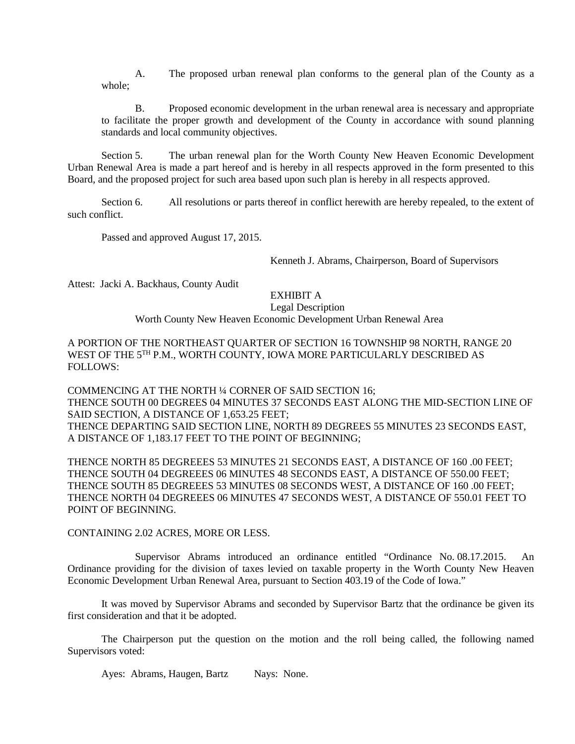A. The proposed urban renewal plan conforms to the general plan of the County as a whole;

B. Proposed economic development in the urban renewal area is necessary and appropriate to facilitate the proper growth and development of the County in accordance with sound planning standards and local community objectives.

Section 5. The urban renewal plan for the Worth County New Heaven Economic Development Urban Renewal Area is made a part hereof and is hereby in all respects approved in the form presented to this Board, and the proposed project for such area based upon such plan is hereby in all respects approved.

Section 6. All resolutions or parts thereof in conflict herewith are hereby repealed, to the extent of such conflict.

Passed and approved August 17, 2015.

Kenneth J. Abrams, Chairperson, Board of Supervisors

Attest: Jacki A. Backhaus, County Audit

EXHIBIT A

Legal Description

Worth County New Heaven Economic Development Urban Renewal Area

A PORTION OF THE NORTHEAST QUARTER OF SECTION 16 TOWNSHIP 98 NORTH, RANGE 20 WEST OF THE 5TH P.M., WORTH COUNTY, IOWA MORE PARTICULARLY DESCRIBED AS FOLLOWS:

COMMENCING AT THE NORTH ¼ CORNER OF SAID SECTION 16;
THENCE SOUTH 00 DEGREES 04 MINUTES 37 SECONDS EAST ALONG THE MID-SECTION LINE OF SAID SECTION, A DISTANCE OF 1,653.25 FEET;
THENCE DEPARTING SAID SECTION LINE, NORTH 89 DEGREES 55 MINUTES 23 SECONDS EAST, A DISTANCE OF 1,183.17 FEET TO THE POINT OF BEGINNING;

THENCE NORTH 85 DEGREEES 53 MINUTES 21 SECONDS EAST, A DISTANCE OF 160 .00 FEET;
THENCE SOUTH 04 DEGREEES 06 MINUTES 48 SECONDS EAST, A DISTANCE OF 550.00 FEET;
THENCE SOUTH 85 DEGREEES 53 MINUTES 08 SECONDS WEST, A DISTANCE OF 160 .00 FEET;
THENCE NORTH 04 DEGREEES 06 MINUTES 47 SECONDS WEST, A DISTANCE OF 550.01 FEET TO POINT OF BEGINNING.

CONTAINING 2.02 ACRES, MORE OR LESS.

Supervisor Abrams introduced an ordinance entitled "Ordinance No. 08.17.2015. An Ordinance providing for the division of taxes levied on taxable property in the Worth County New Heaven Economic Development Urban Renewal Area, pursuant to Section 403.19 of the Code of Iowa."

It was moved by Supervisor Abrams and seconded by Supervisor Bartz that the ordinance be given its first consideration and that it be adopted.

The Chairperson put the question on the motion and the roll being called, the following named Supervisors voted:

Ayes: Abrams, Haugen, Bartz Nays: None.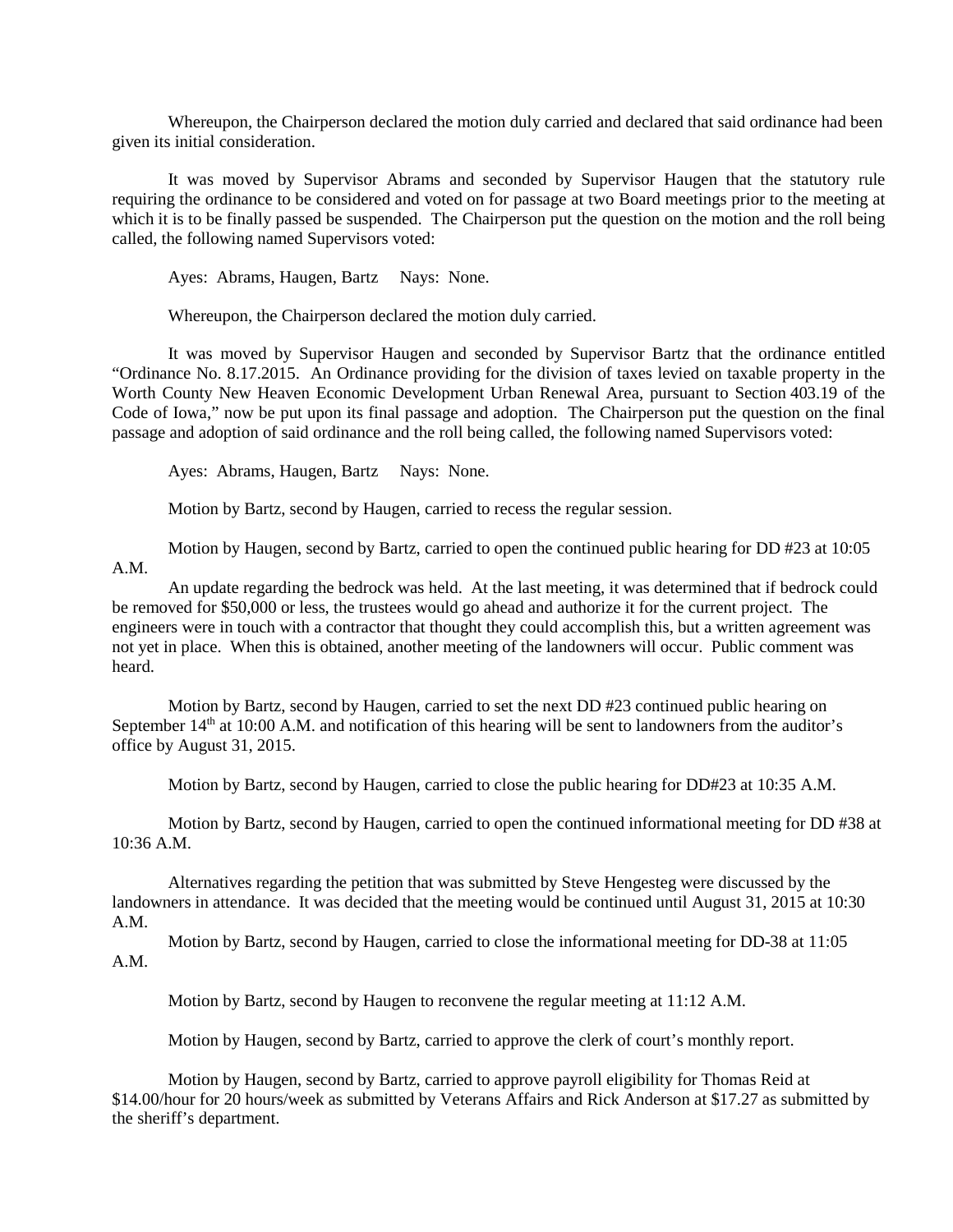Whereupon, the Chairperson declared the motion duly carried and declared that said ordinance had been given its initial consideration.

It was moved by Supervisor Abrams and seconded by Supervisor Haugen that the statutory rule requiring the ordinance to be considered and voted on for passage at two Board meetings prior to the meeting at which it is to be finally passed be suspended. The Chairperson put the question on the motion and the roll being called, the following named Supervisors voted:

Ayes: Abrams, Haugen, Bartz Nays: None.

Whereupon, the Chairperson declared the motion duly carried.

It was moved by Supervisor Haugen and seconded by Supervisor Bartz that the ordinance entitled "Ordinance No. 8.17.2015. An Ordinance providing for the division of taxes levied on taxable property in the Worth County New Heaven Economic Development Urban Renewal Area, pursuant to Section 403.19 of the Code of Iowa," now be put upon its final passage and adoption. The Chairperson put the question on the final passage and adoption of said ordinance and the roll being called, the following named Supervisors voted:

Ayes: Abrams, Haugen, Bartz Nays: None.

Motion by Bartz, second by Haugen, carried to recess the regular session.

Motion by Haugen, second by Bartz, carried to open the continued public hearing for DD #23 at 10:05 A.M.

An update regarding the bedrock was held. At the last meeting, it was determined that if bedrock could be removed for $50,000 or less, the trustees would go ahead and authorize it for the current project. The engineers were in touch with a contractor that thought they could accomplish this, but a written agreement was not yet in place. When this is obtained, another meeting of the landowners will occur. Public comment was heard.

Motion by Bartz, second by Haugen, carried to set the next DD #23 continued public hearing on September 14th at 10:00 A.M. and notification of this hearing will be sent to landowners from the auditor's office by August 31, 2015.

Motion by Bartz, second by Haugen, carried to close the public hearing for DD#23 at 10:35 A.M.

Motion by Bartz, second by Haugen, carried to open the continued informational meeting for DD #38 at 10:36 A.M.

Alternatives regarding the petition that was submitted by Steve Hengesteg were discussed by the landowners in attendance. It was decided that the meeting would be continued until August 31, 2015 at 10:30 A.M.

Motion by Bartz, second by Haugen, carried to close the informational meeting for DD-38 at 11:05 A.M.

Motion by Bartz, second by Haugen to reconvene the regular meeting at 11:12 A.M.

Motion by Haugen, second by Bartz, carried to approve the clerk of court's monthly report.

Motion by Haugen, second by Bartz, carried to approve payroll eligibility for Thomas Reid at $14.00/hour for 20 hours/week as submitted by Veterans Affairs and Rick Anderson at $17.27 as submitted by the sheriff's department.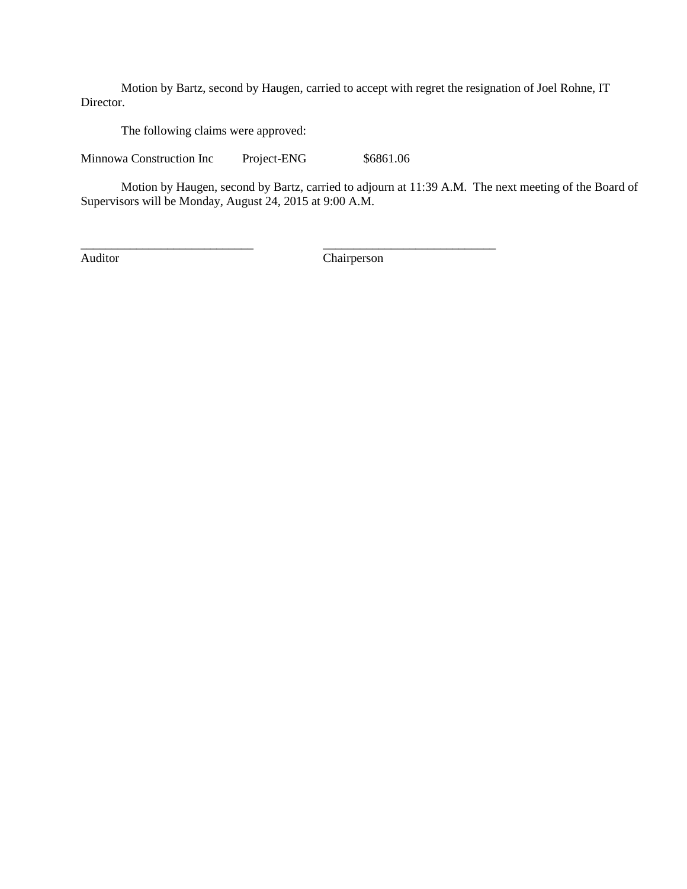Motion by Bartz, second by Haugen, carried to accept with regret the resignation of Joel Rohne, IT Director.

The following claims were approved:

| | | |
|---|---|---|
| Minnowa Construction Inc | Project-ENG | $6861.06 |

Motion by Haugen, second by Bartz, carried to adjourn at 11:39 A.M. The next meeting of the Board of Supervisors will be Monday, August 24, 2015 at 9:00 A.M.

____________________________ ____________________________
Auditor Chairperson